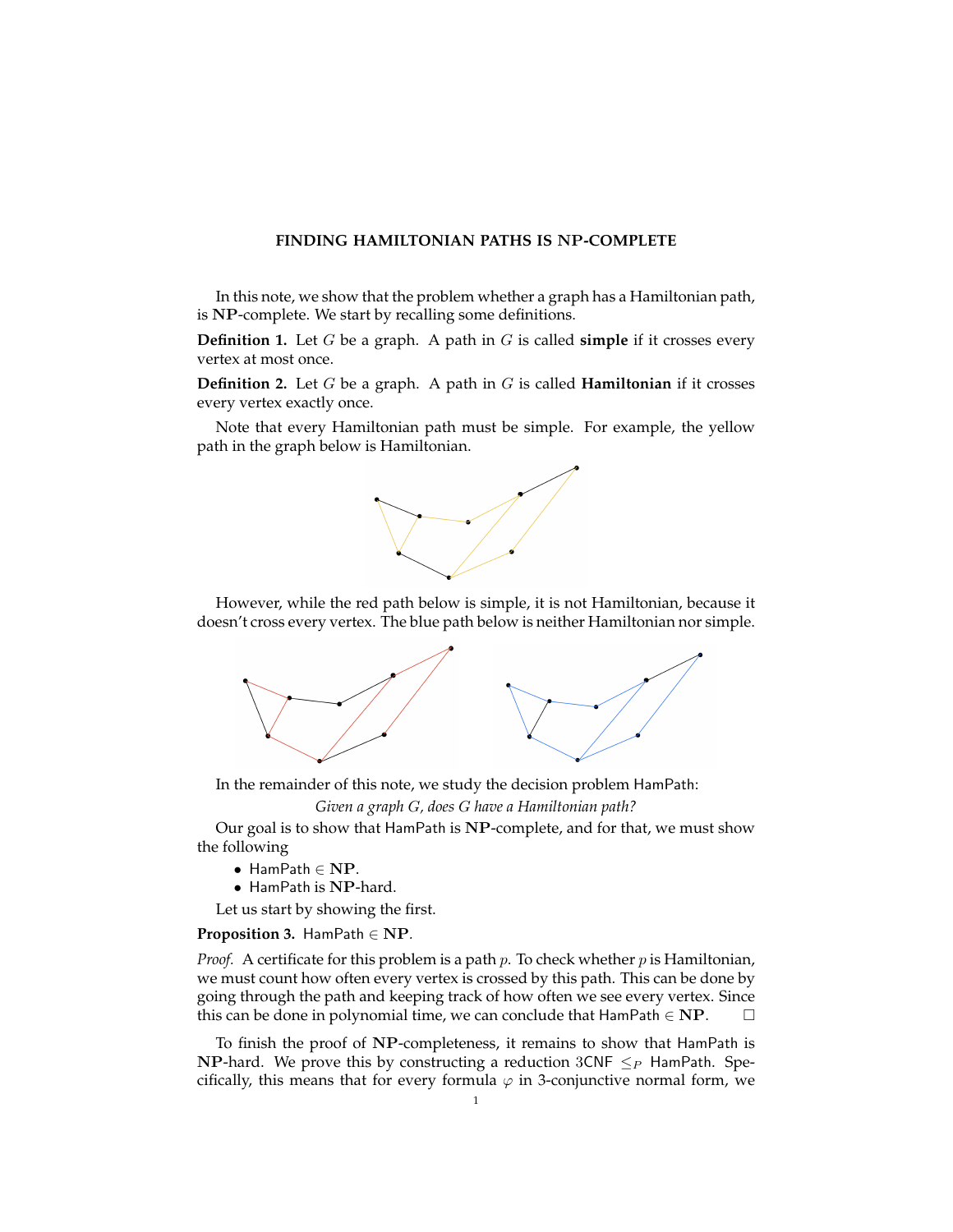# FINDING HAMILTONIAN PATHS IS NP-COMPLETE

In this note, we show that the problem whether a graph has a Hamiltonian path, is **NP**-complete. We start by recalling some definitions.

**Definition 1.** Let $G$ be a graph. A path in $G$ is called **simple** if it crosses every vertex at most once.

**Definition 2.** Let $G$ be a graph. A path in $G$ is called **Hamiltonian** if it crosses every vertex exactly once.

Note that every Hamiltonian path must be simple. For example, the yellow path in the graph below is Hamiltonian.

However, while the red path below is simple, it is not Hamiltonian, because it doesn't cross every vertex. The blue path below is neither Hamiltonian nor simple.

In the remainder of this note, we study the decision problem HamPath:

*Given a graph $G$, does $G$ have a Hamiltonian path?*

Our goal is to show that HamPath is **NP**-complete, and for that, we must show the following

- HamPath $\in$ **NP**.
- HamPath is **NP**-hard.

Let us start by showing the first.

**Proposition 3.** HamPath $\in$ **NP**.

*Proof.* A certificate for this problem is a path $p$. To check whether $p$ is Hamiltonian, we must count how often every vertex is crossed by this path. This can be done by going through the path and keeping track of how often we see every vertex. Since this can be done in polynomial time, we can conclude that HamPath $\in$ **NP**. $\square$

To finish the proof of **NP**-completeness, it remains to show that HamPath is **NP**-hard. We prove this by constructing a reduction 3CNF $\leq_P$ HamPath. Specifically, this means that for every formula $\varphi$ in 3-conjunctive normal form, we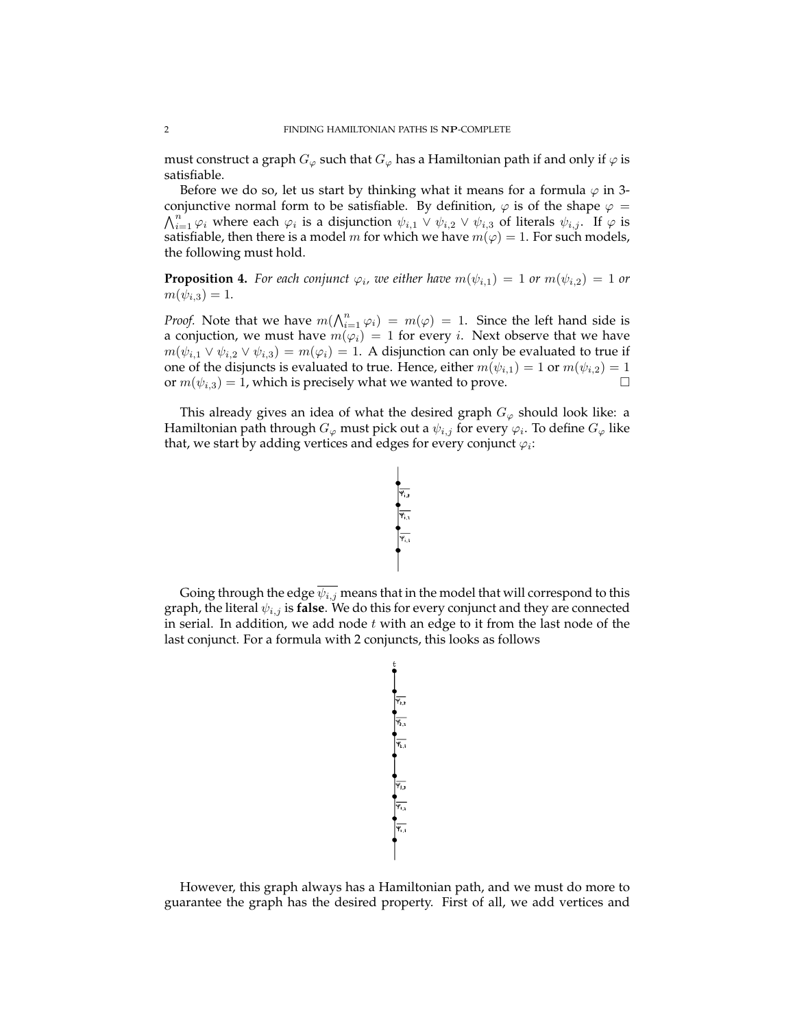must construct a graph $G_\varphi$ such that $G_\varphi$ has a Hamiltonian path if and only if $\varphi$ is satisfiable.

Before we do so, let us start by thinking what it means for a formula $\varphi$ in 3-conjunctive normal form to be satisfiable. By definition, $\varphi$ is of the shape $\varphi = \bigwedge_{i=1}^{n} \varphi_i$ where each $\varphi_i$ is a disjunction $\psi_{i,1} \vee \psi_{i,2} \vee \psi_{i,3}$ of literals $\psi_{i,j}$. If $\varphi$ is satisfiable, then there is a model $m$ for which we have $m(\varphi) = 1$. For such models, the following must hold.

**Proposition 4.** *For each conjunct $\varphi_i$, we either have $m(\psi_{i,1}) = 1$ or $m(\psi_{i,2}) = 1$ or $m(\psi_{i,3}) = 1$.*

*Proof.* Note that we have $m(\bigwedge_{i=1}^{n} \varphi_i) = m(\varphi) = 1$. Since the left hand side is a conjuction, we must have $m(\varphi_i) = 1$ for every $i$. Next observe that we have $m(\psi_{i,1} \vee \psi_{i,2} \vee \psi_{i,3}) = m(\varphi_i) = 1$. A disjunction can only be evaluated to true if one of the disjuncts is evaluated to true. Hence, either $m(\psi_{i,1}) = 1$ or $m(\psi_{i,2}) = 1$ or $m(\psi_{i,3}) = 1$, which is precisely what we wanted to prove. □

This already gives an idea of what the desired graph $G_\varphi$ should look like: a Hamiltonian path through $G_\varphi$ must pick out a $\psi_{i,j}$ for every $\varphi_i$. To define $G_\varphi$ like that, we start by adding vertices and edges for every conjunct $\varphi_i$:

Going through the edge $\overline{\psi_{i,j}}$ means that in the model that will correspond to this graph, the literal $\psi_{i,j}$ is **false**. We do this for every conjunct and they are connected in serial. In addition, we add node $t$ with an edge to it from the last node of the last conjunct. For a formula with 2 conjuncts, this looks as follows

However, this graph always has a Hamiltonian path, and we must do more to guarantee the graph has the desired property. First of all, we add vertices and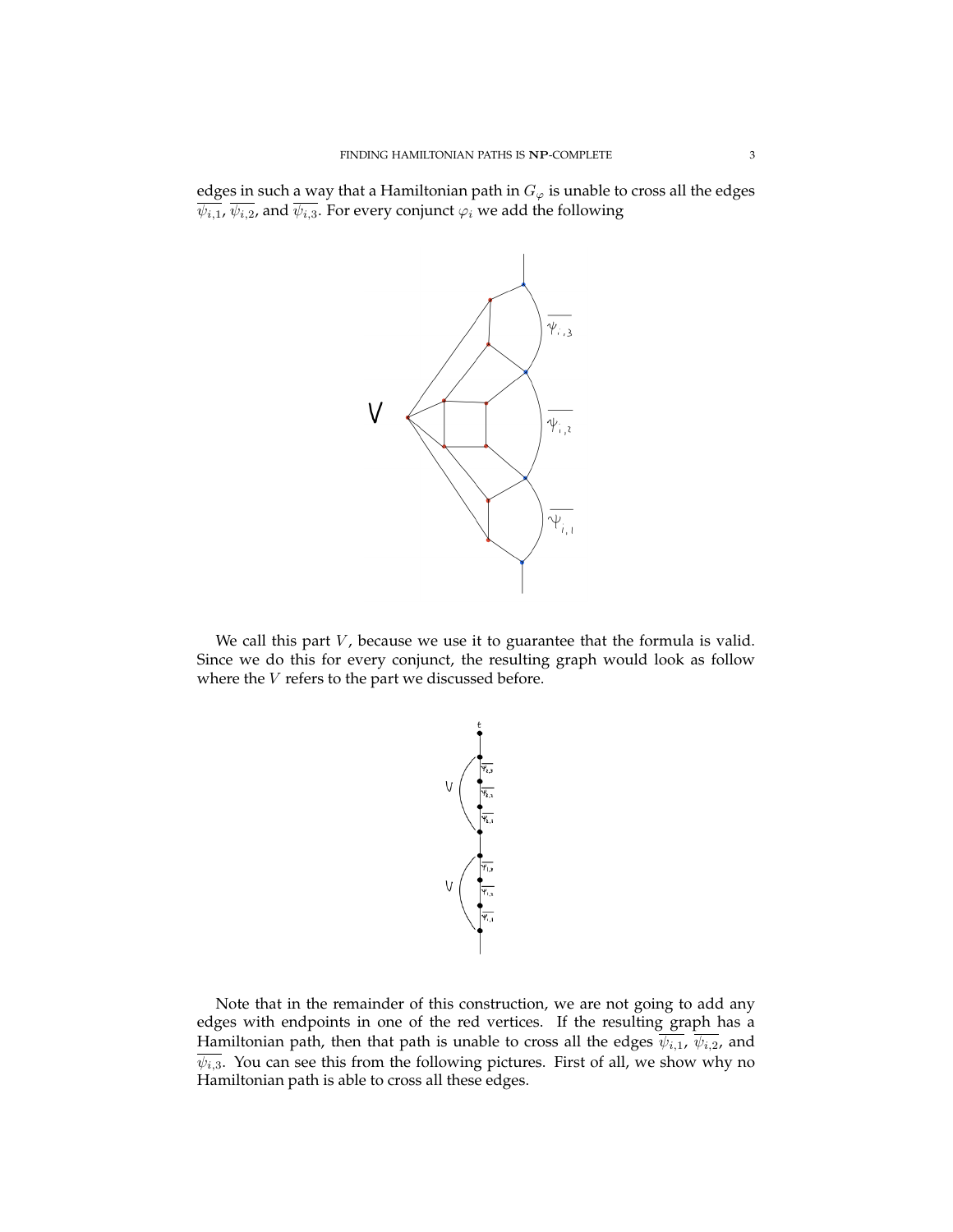edges in such a way that a Hamiltonian path in $G_\varphi$ is unable to cross all the edges $\overline{\psi_{i,1}}$, $\overline{\psi_{i,2}}$, and $\overline{\psi_{i,3}}$. For every conjunct $\varphi_i$ we add the following

We call this part $V$, because we use it to guarantee that the formula is valid. Since we do this for every conjunct, the resulting graph would look as follow where the $V$ refers to the part we discussed before.

Note that in the remainder of this construction, we are not going to add any edges with endpoints in one of the red vertices. If the resulting graph has a Hamiltonian path, then that path is unable to cross all the edges $\overline{\psi_{i,1}}$, $\overline{\psi_{i,2}}$, and $\overline{\psi_{i,3}}$. You can see this from the following pictures. First of all, we show why no Hamiltonian path is able to cross all these edges.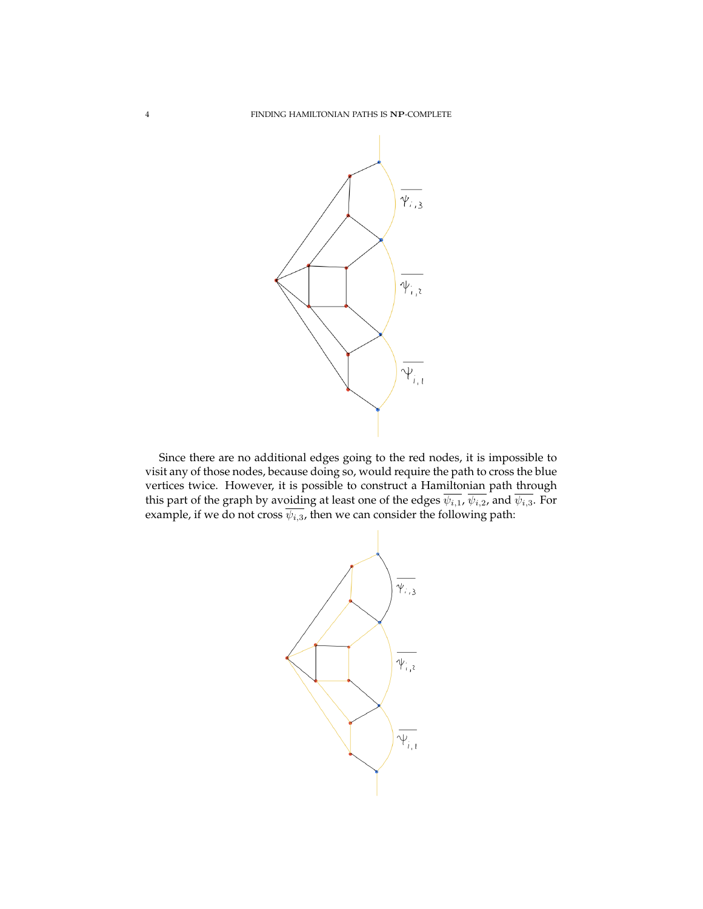Since there are no additional edges going to the red nodes, it is impossible to visit any of those nodes, because doing so, would require the path to cross the blue vertices twice. However, it is possible to construct a Hamiltonian path through this part of the graph by avoiding at least one of the edges $\overline{\psi_{i,1}}$, $\overline{\psi_{i,2}}$, and $\overline{\psi_{i,3}}$. For example, if we do not cross $\overline{\psi_{i,3}}$, then we can consider the following path: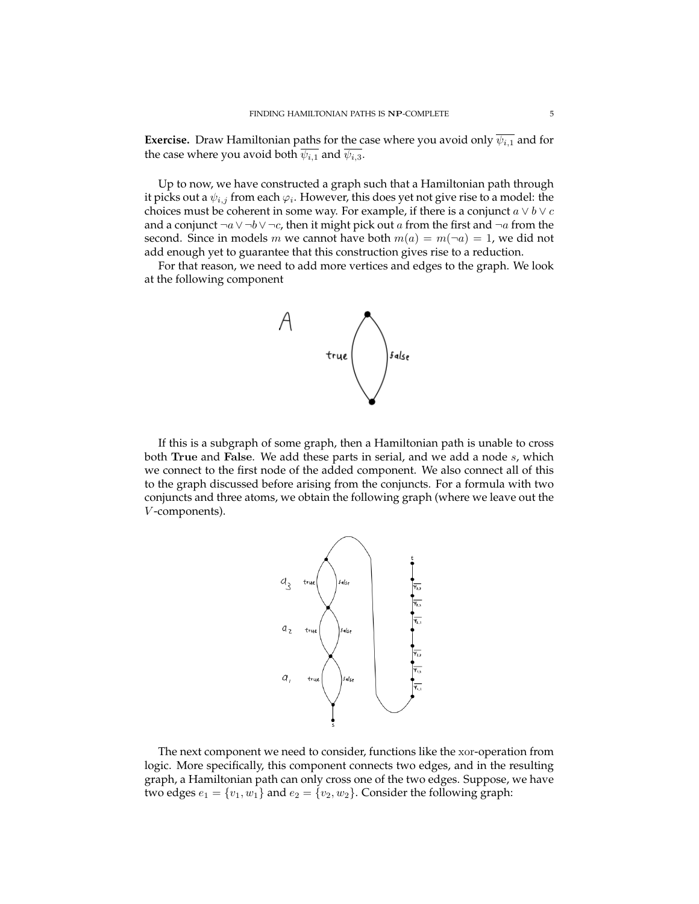**Exercise.** Draw Hamiltonian paths for the case where you avoid only $\overline{\psi_{i,1}}$ and for the case where you avoid both $\overline{\psi_{i,1}}$ and $\overline{\psi_{i,3}}$.

Up to now, we have constructed a graph such that a Hamiltonian path through it picks out a $\psi_{i,j}$ from each $\varphi_i$. However, this does yet not give rise to a model: the choices must be coherent in some way. For example, if there is a conjunct $a \vee b \vee c$ and a conjunct $\neg a \vee \neg b \vee \neg c$, then it might pick out $a$ from the first and $\neg a$ from the second. Since in models $m$ we cannot have both $m(a) = m(\neg a) = 1$, we did not add enough yet to guarantee that this construction gives rise to a reduction.

For that reason, we need to add more vertices and edges to the graph. We look at the following component

If this is a subgraph of some graph, then a Hamiltonian path is unable to cross both **True** and **False**. We add these parts in serial, and we add a node $s$, which we connect to the first node of the added component. We also connect all of this to the graph discussed before arising from the conjuncts. For a formula with two conjuncts and three atoms, we obtain the following graph (where we leave out the $V$-components).

The next component we need to consider, functions like the xor-operation from logic. More specifically, this component connects two edges, and in the resulting graph, a Hamiltonian path can only cross one of the two edges. Suppose, we have two edges $e_1 = \{v_1, w_1\}$ and $e_2 = \{v_2, w_2\}$. Consider the following graph: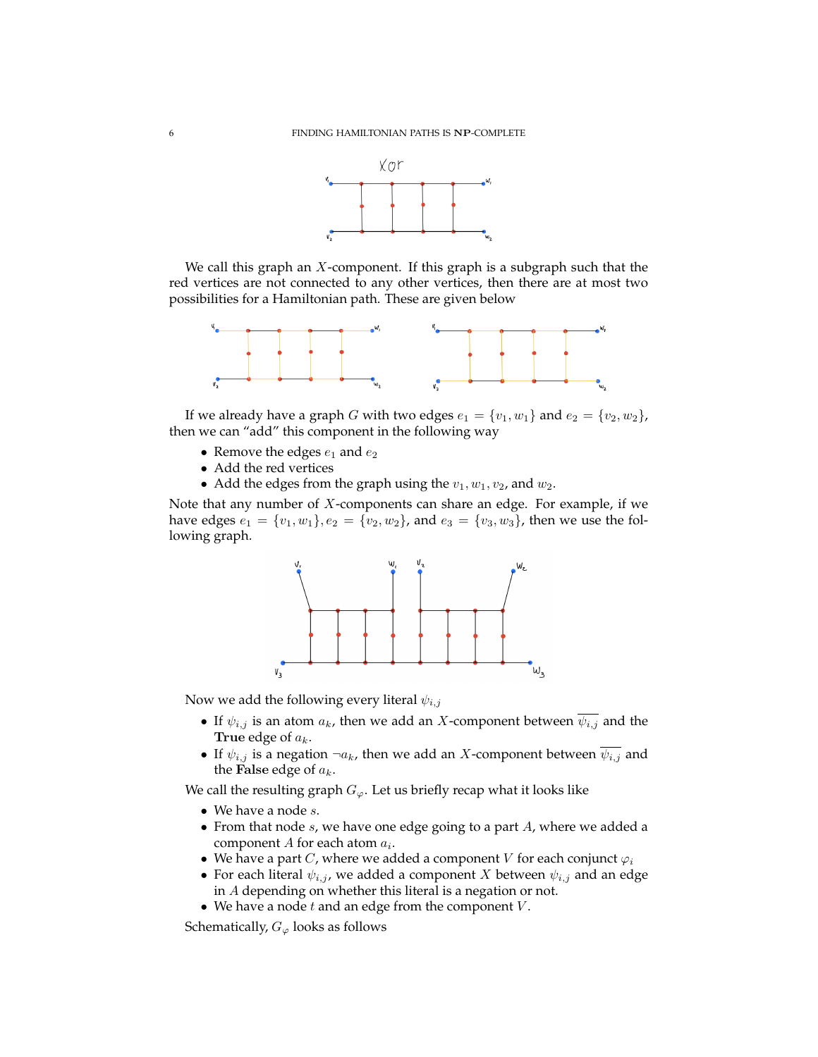We call this graph an $X$-component. If this graph is a subgraph such that the red vertices are not connected to any other vertices, then there are at most two possibilities for a Hamiltonian path. These are given below

If we already have a graph $G$ with two edges $e_1 = \{v_1, w_1\}$ and $e_2 = \{v_2, w_2\}$, then we can "add" this component in the following way

- Remove the edges $e_1$ and $e_2$
- Add the red vertices
- Add the edges from the graph using the $v_1, w_1, v_2$, and $w_2$.

Note that any number of $X$-components can share an edge. For example, if we have edges $e_1 = \{v_1, w_1\}, e_2 = \{v_2, w_2\}$, and $e_3 = \{v_3, w_3\}$, then we use the following graph.

Now we add the following every literal $\psi_{i,j}$

- If $\psi_{i,j}$ is an atom $a_k$, then we add an $X$-component between $\overline{\psi_{i,j}}$ and the **True** edge of $a_k$.
- If $\psi_{i,j}$ is a negation $\neg a_k$, then we add an $X$-component between $\overline{\psi_{i,j}}$ and the **False** edge of $a_k$.

We call the resulting graph $G_\varphi$. Let us briefly recap what it looks like

- We have a node $s$.
- From that node $s$, we have one edge going to a part $A$, where we added a component $A$ for each atom $a_i$.
- We have a part $C$, where we added a component $V$ for each conjunct $\varphi_i$
- For each literal $\psi_{i,j}$, we added a component $X$ between $\psi_{i,j}$ and an edge in $A$ depending on whether this literal is a negation or not.
- We have a node $t$ and an edge from the component $V$.

Schematically, $G_\varphi$ looks as follows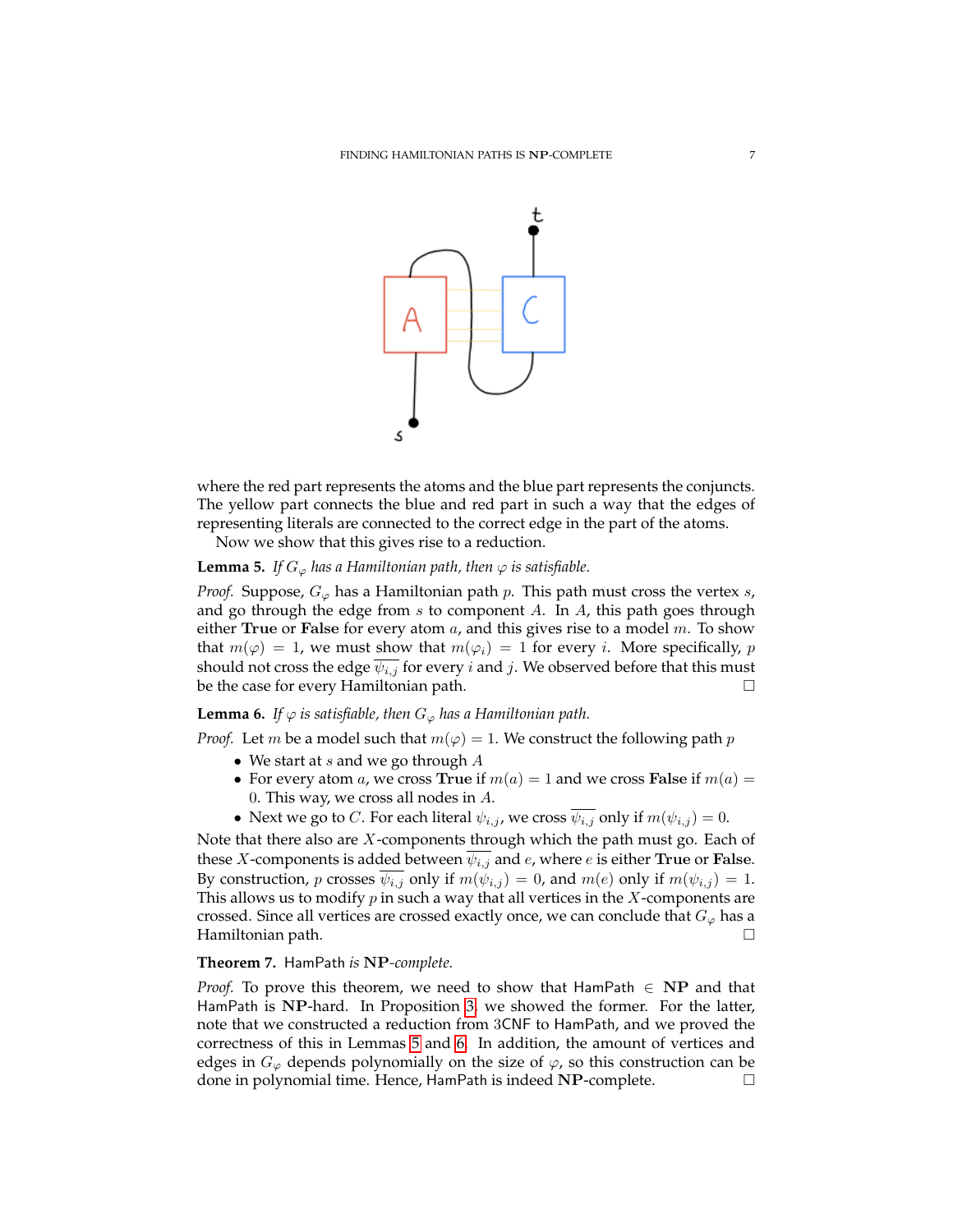where the red part represents the atoms and the blue part represents the conjuncts. The yellow part connects the blue and red part in such a way that the edges of representing literals are connected to the correct edge in the part of the atoms.

Now we show that this gives rise to a reduction.

**Lemma 5.** *If $G_\varphi$ has a Hamiltonian path, then $\varphi$ is satisfiable.*

*Proof.* Suppose, $G_\varphi$ has a Hamiltonian path $p$. This path must cross the vertex $s$, and go through the edge from $s$ to component $A$. In $A$, this path goes through either **True** or **False** for every atom $a$, and this gives rise to a model $m$. To show that $m(\varphi) = 1$, we must show that $m(\varphi_i) = 1$ for every $i$. More specifically, $p$ should not cross the edge $\overline{\psi_{i,j}}$ for every $i$ and $j$. We observed before that this must be the case for every Hamiltonian path. □

**Lemma 6.** *If $\varphi$ is satisfiable, then $G_\varphi$ has a Hamiltonian path.*

*Proof.* Let $m$ be a model such that $m(\varphi) = 1$. We construct the following path $p$

- We start at $s$ and we go through $A$
- For every atom $a$, we cross **True** if $m(a) = 1$ and we cross **False** if $m(a) = 0$. This way, we cross all nodes in $A$.
- Next we go to $C$. For each literal $\psi_{i,j}$, we cross $\overline{\psi_{i,j}}$ only if $m(\psi_{i,j}) = 0$.

Note that there also are $X$-components through which the path must go. Each of these $X$-components is added between $\overline{\psi_{i,j}}$ and $e$, where $e$ is either **True** or **False**. By construction, $p$ crosses $\overline{\psi_{i,j}}$ only if $m(\psi_{i,j}) = 0$, and $m(e)$ only if $m(\psi_{i,j}) = 1$. This allows us to modify $p$ in such a way that all vertices in the $X$-components are crossed. Since all vertices are crossed exactly once, we can conclude that $G_\varphi$ has a Hamiltonian path. □

**Theorem 7.** *HamPath is* **NP**-*complete.*

*Proof.* To prove this theorem, we need to show that HamPath $\in$ **NP** and that HamPath is **NP**-hard. In Proposition 3, we showed the former. For the latter, note that we constructed a reduction from 3CNF to HamPath, and we proved the correctness of this in Lemmas 5 and 6. In addition, the amount of vertices and edges in $G_\varphi$ depends polynomially on the size of $\varphi$, so this construction can be done in polynomial time. Hence, HamPath is indeed **NP**-complete. □